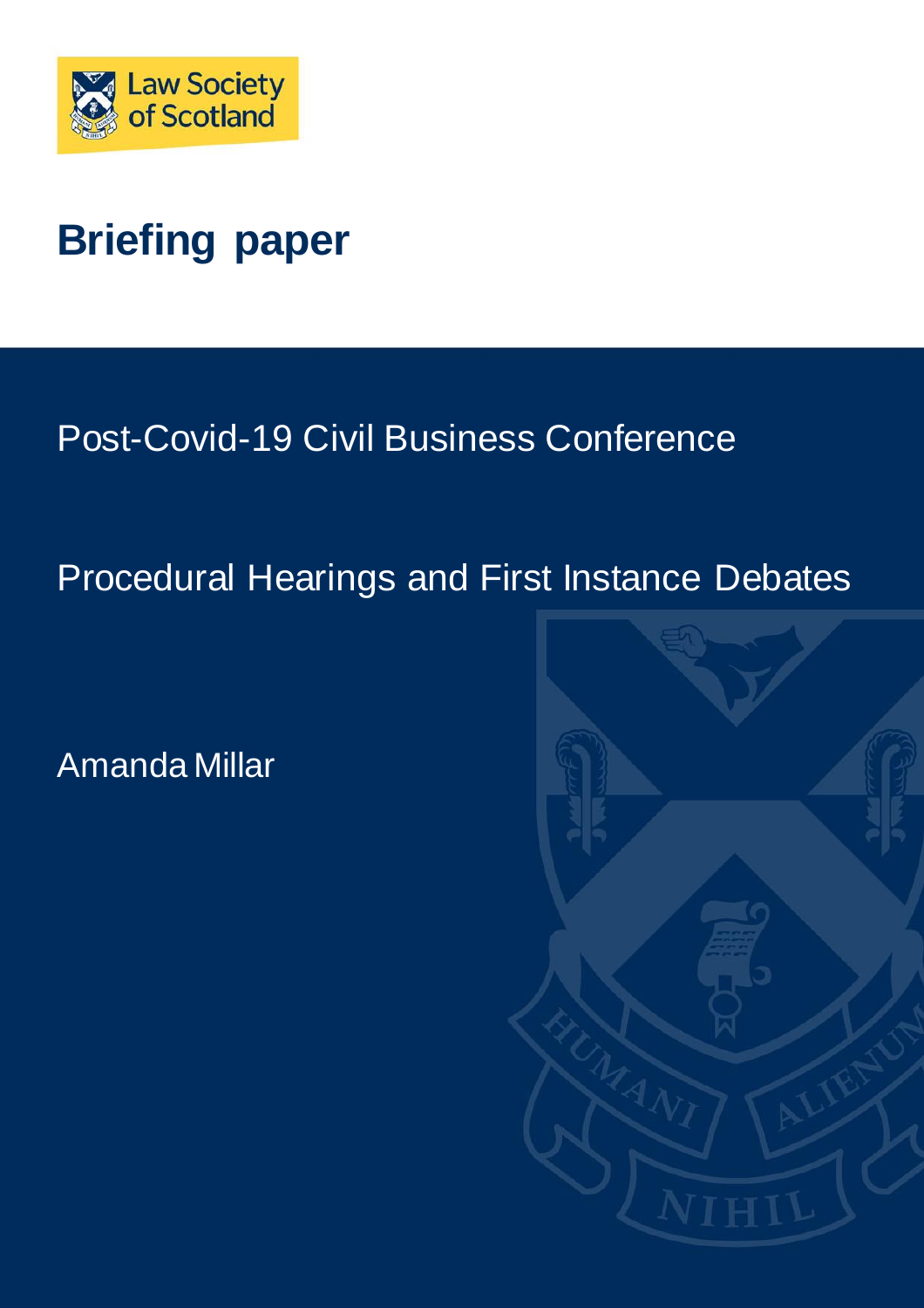Law Society of Scotland

# Briefing paper

Post-Covid-19 Civil Business Conference

Procedural Hearings and First Instance Debates

Amanda Millar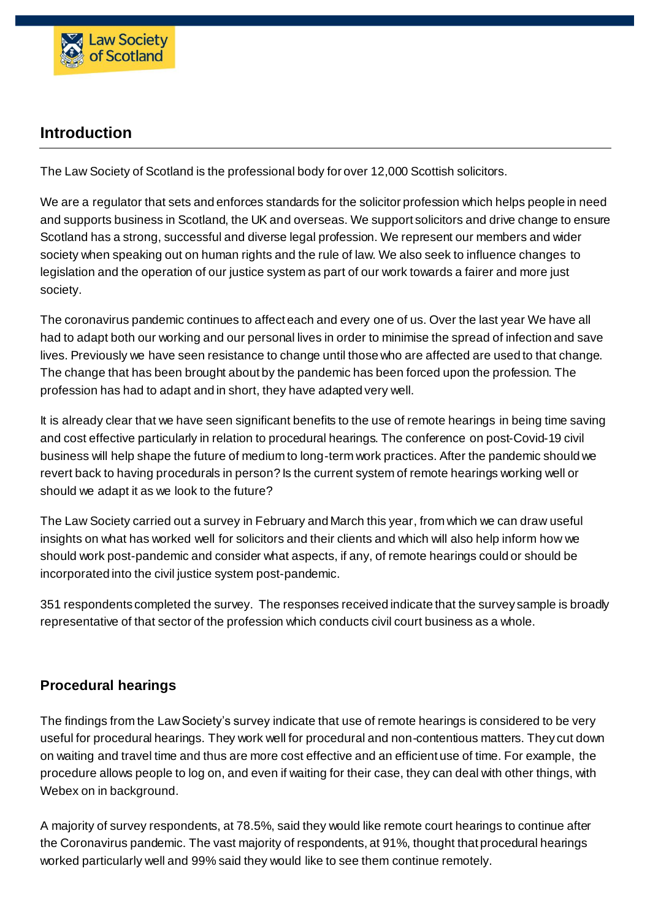## Introduction

The Law Society of Scotland is the professional body for over 12,000 Scottish solicitors.

We are a regulator that sets and enforces standards for the solicitor profession which helps people in need and supports business in Scotland, the UK and overseas. We support solicitors and drive change to ensure Scotland has a strong, successful and diverse legal profession. We represent our members and wider society when speaking out on human rights and the rule of law. We also seek to influence changes to legislation and the operation of our justice system as part of our work towards a fairer and more just society.

The coronavirus pandemic continues to affect each and every one of us. Over the last year We have all had to adapt both our working and our personal lives in order to minimise the spread of infection and save lives. Previously we have seen resistance to change until those who are affected are used to that change. The change that has been brought about by the pandemic has been forced upon the profession. The profession has had to adapt and in short, they have adapted very well.

It is already clear that we have seen significant benefits to the use of remote hearings in being time saving and cost effective particularly in relation to procedural hearings. The conference on post-Covid-19 civil business will help shape the future of medium to long-term work practices. After the pandemic should we revert back to having procedurals in person? Is the current system of remote hearings working well or should we adapt it as we look to the future?

The Law Society carried out a survey in February and March this year, from which we can draw useful insights on what has worked well for solicitors and their clients and which will also help inform how we should work post-pandemic and consider what aspects, if any, of remote hearings could or should be incorporated into the civil justice system post-pandemic.

351 respondents completed the survey. The responses received indicate that the survey sample is broadly representative of that sector of the profession which conducts civil court business as a whole.

### Procedural hearings

The findings from the Law Society's survey indicate that use of remote hearings is considered to be very useful for procedural hearings. They work well for procedural and non-contentious matters. They cut down on waiting and travel time and thus are more cost effective and an efficient use of time. For example, the procedure allows people to log on, and even if waiting for their case, they can deal with other things, with Webex on in background.

A majority of survey respondents, at 78.5%, said they would like remote court hearings to continue after the Coronavirus pandemic. The vast majority of respondents, at 91%, thought that procedural hearings worked particularly well and 99% said they would like to see them continue remotely.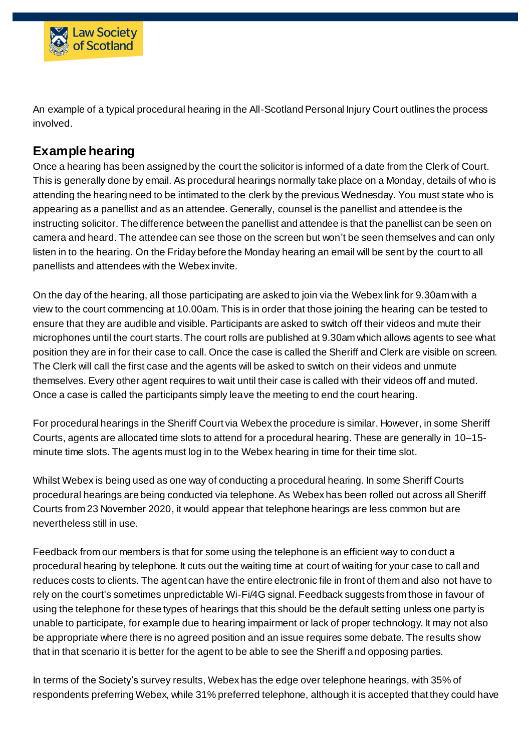An example of a typical procedural hearing in the All-Scotland Personal Injury Court outlines the process involved.

## Example hearing

Once a hearing has been assigned by the court the solicitor is informed of a date from the Clerk of Court. This is generally done by email. As procedural hearings normally take place on a Monday, details of who is attending the hearing need to be intimated to the clerk by the previous Wednesday. You must state who is appearing as a panellist and as an attendee. Generally, counsel is the panellist and attendee is the instructing solicitor. The difference between the panellist and attendee is that the panellist can be seen on camera and heard. The attendee can see those on the screen but won't be seen themselves and can only listen in to the hearing. On the Friday before the Monday hearing an email will be sent by the court to all panellists and attendees with the Webex invite.

On the day of the hearing, all those participating are asked to join via the Webex link for 9.30am with a view to the court commencing at 10.00am. This is in order that those joining the hearing can be tested to ensure that they are audible and visible. Participants are asked to switch off their videos and mute their microphones until the court starts. The court rolls are published at 9.30am which allows agents to see what position they are in for their case to call. Once the case is called the Sheriff and Clerk are visible on screen. The Clerk will call the first case and the agents will be asked to switch on their videos and unmute themselves. Every other agent requires to wait until their case is called with their videos off and muted. Once a case is called the participants simply leave the meeting to end the court hearing.

For procedural hearings in the Sheriff Court via Webex the procedure is similar. However, in some Sheriff Courts, agents are allocated time slots to attend for a procedural hearing. These are generally in 10–15-minute time slots. The agents must log in to the Webex hearing in time for their time slot.

Whilst Webex is being used as one way of conducting a procedural hearing. In some Sheriff Courts procedural hearings are being conducted via telephone. As Webex has been rolled out across all Sheriff Courts from 23 November 2020, it would appear that telephone hearings are less common but are nevertheless still in use.

Feedback from our members is that for some using the telephone is an efficient way to conduct a procedural hearing by telephone. It cuts out the waiting time at court of waiting for your case to call and reduces costs to clients. The agent can have the entire electronic file in front of them and also not have to rely on the court's sometimes unpredictable Wi-Fi/4G signal. Feedback suggests from those in favour of using the telephone for these types of hearings that this should be the default setting unless one party is unable to participate, for example due to hearing impairment or lack of proper technology. It may not also be appropriate where there is no agreed position and an issue requires some debate. The results show that in that scenario it is better for the agent to be able to see the Sheriff and opposing parties.

In terms of the Society's survey results, Webex has the edge over telephone hearings, with 35% of respondents preferring Webex, while 31% preferred telephone, although it is accepted that they could have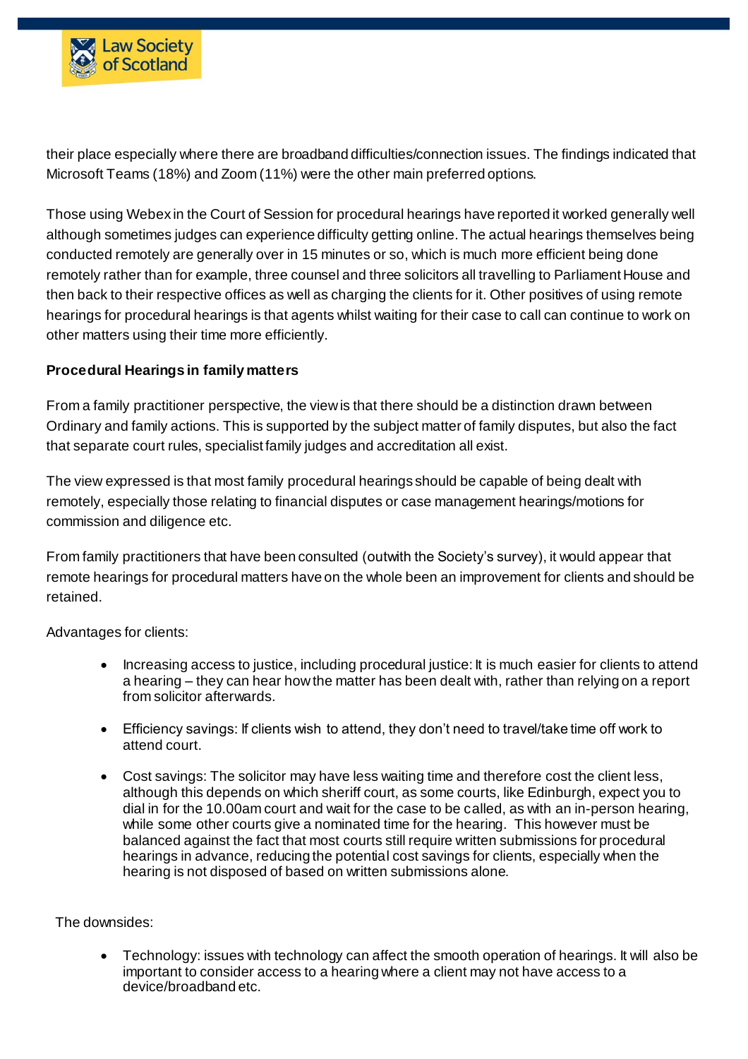their place especially where there are broadband difficulties/connection issues. The findings indicated that Microsoft Teams (18%) and Zoom (11%) were the other main preferred options.

Those using Webex in the Court of Session for procedural hearings have reported it worked generally well although sometimes judges can experience difficulty getting online. The actual hearings themselves being conducted remotely are generally over in 15 minutes or so, which is much more efficient being done remotely rather than for example, three counsel and three solicitors all travelling to Parliament House and then back to their respective offices as well as charging the clients for it. Other positives of using remote hearings for procedural hearings is that agents whilst waiting for their case to call can continue to work on other matters using their time more efficiently.

**Procedural Hearings in family matters**

From a family practitioner perspective, the view is that there should be a distinction drawn between Ordinary and family actions. This is supported by the subject matter of family disputes, but also the fact that separate court rules, specialist family judges and accreditation all exist.

The view expressed is that most family procedural hearings should be capable of being dealt with remotely, especially those relating to financial disputes or case management hearings/motions for commission and diligence etc.

From family practitioners that have been consulted (outwith the Society's survey), it would appear that remote hearings for procedural matters have on the whole been an improvement for clients and should be retained.

Advantages for clients:

- Increasing access to justice, including procedural justice: It is much easier for clients to attend a hearing – they can hear how the matter has been dealt with, rather than relying on a report from solicitor afterwards.
- Efficiency savings: If clients wish to attend, they don't need to travel/take time off work to attend court.
- Cost savings: The solicitor may have less waiting time and therefore cost the client less, although this depends on which sheriff court, as some courts, like Edinburgh, expect you to dial in for the 10.00am court and wait for the case to be called, as with an in-person hearing, while some other courts give a nominated time for the hearing. This however must be balanced against the fact that most courts still require written submissions for procedural hearings in advance, reducing the potential cost savings for clients, especially when the hearing is not disposed of based on written submissions alone.

The downsides:

- Technology: issues with technology can affect the smooth operation of hearings. It will also be important to consider access to a hearing where a client may not have access to a device/broadband etc.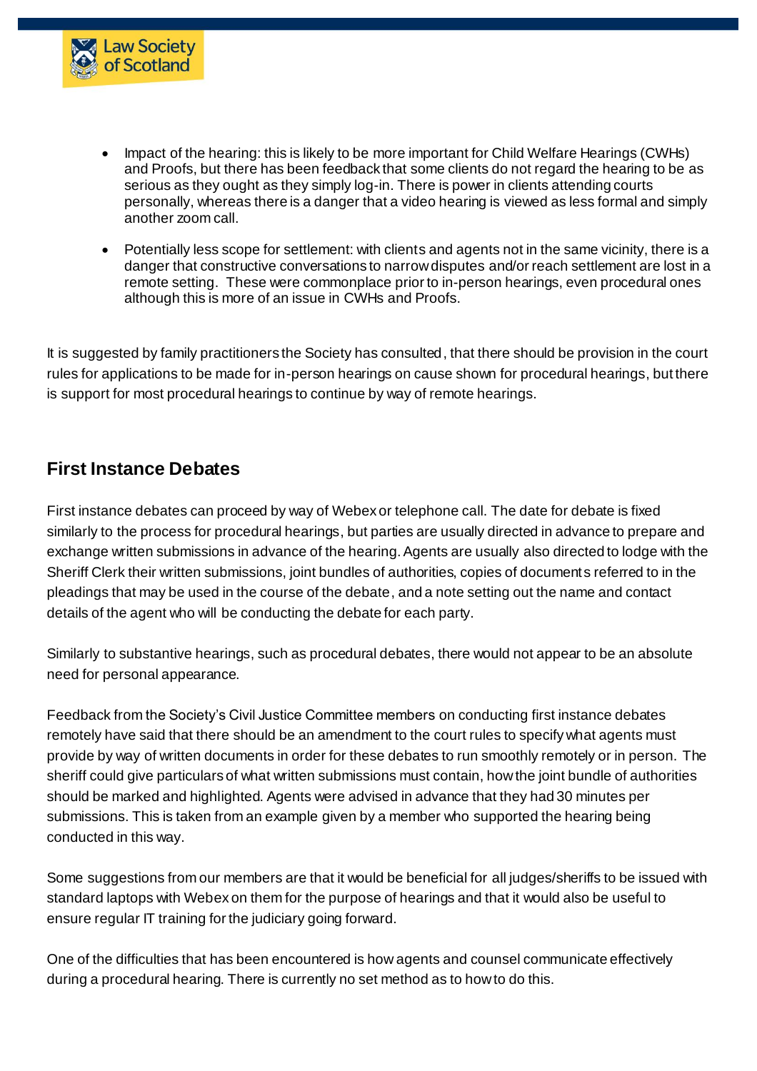- Impact of the hearing: this is likely to be more important for Child Welfare Hearings (CWHs) and Proofs, but there has been feedback that some clients do not regard the hearing to be as serious as they ought as they simply log-in. There is power in clients attending courts personally, whereas there is a danger that a video hearing is viewed as less formal and simply another zoom call.

- Potentially less scope for settlement: with clients and agents not in the same vicinity, there is a danger that constructive conversations to narrow disputes and/or reach settlement are lost in a remote setting. These were commonplace prior to in-person hearings, even procedural ones although this is more of an issue in CWHs and Proofs.

It is suggested by family practitioners the Society has consulted, that there should be provision in the court rules for applications to be made for in-person hearings on cause shown for procedural hearings, but there is support for most procedural hearings to continue by way of remote hearings.

## First Instance Debates

First instance debates can proceed by way of Webex or telephone call. The date for debate is fixed similarly to the process for procedural hearings, but parties are usually directed in advance to prepare and exchange written submissions in advance of the hearing. Agents are usually also directed to lodge with the Sheriff Clerk their written submissions, joint bundles of authorities, copies of documents referred to in the pleadings that may be used in the course of the debate, and a note setting out the name and contact details of the agent who will be conducting the debate for each party.

Similarly to substantive hearings, such as procedural debates, there would not appear to be an absolute need for personal appearance.

Feedback from the Society's Civil Justice Committee members on conducting first instance debates remotely have said that there should be an amendment to the court rules to specify what agents must provide by way of written documents in order for these debates to run smoothly remotely or in person. The sheriff could give particulars of what written submissions must contain, how the joint bundle of authorities should be marked and highlighted. Agents were advised in advance that they had 30 minutes per submissions. This is taken from an example given by a member who supported the hearing being conducted in this way.

Some suggestions from our members are that it would be beneficial for all judges/sheriffs to be issued with standard laptops with Webex on them for the purpose of hearings and that it would also be useful to ensure regular IT training for the judiciary going forward.

One of the difficulties that has been encountered is how agents and counsel communicate effectively during a procedural hearing. There is currently no set method as to how to do this.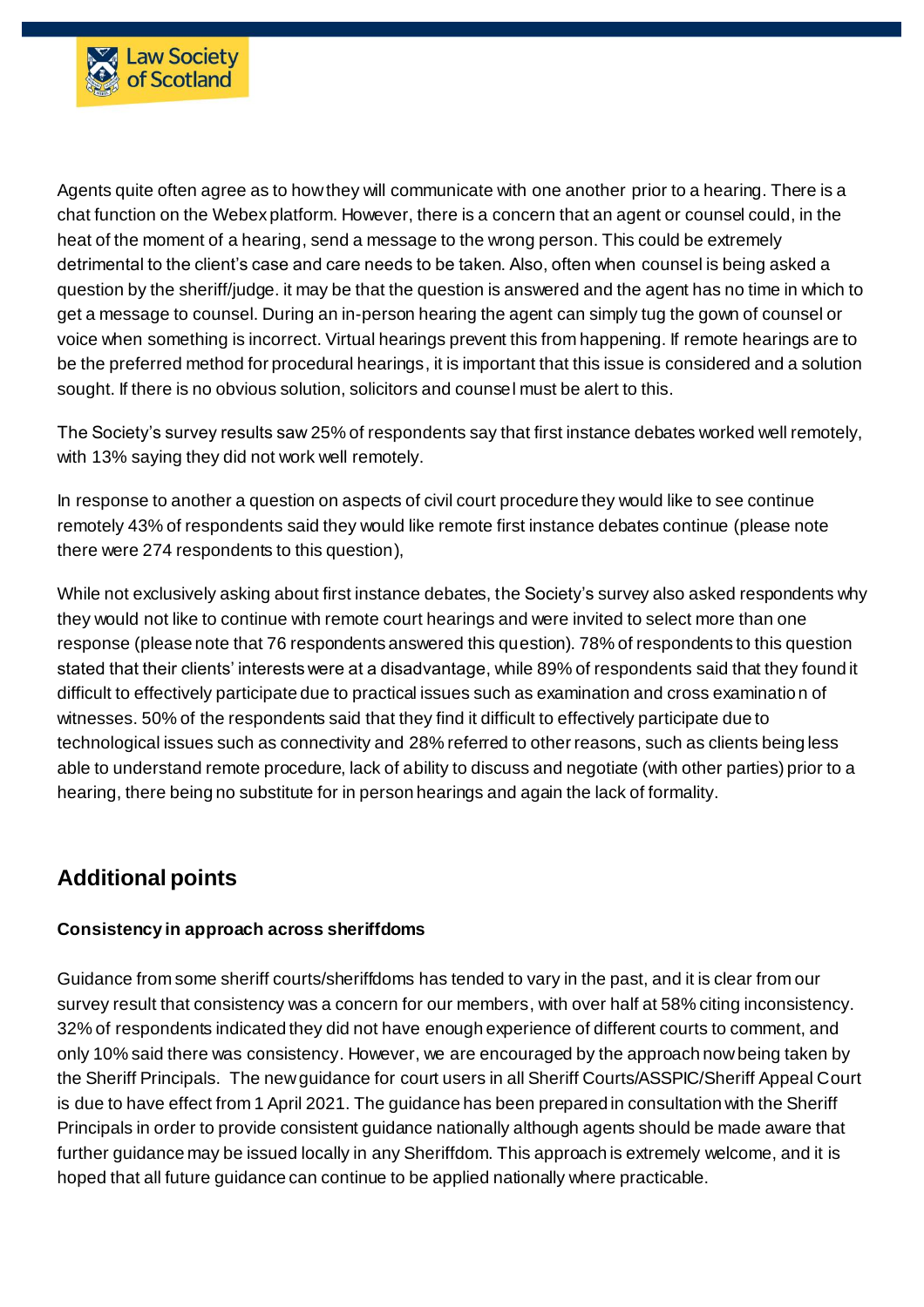Agents quite often agree as to how they will communicate with one another prior to a hearing. There is a chat function on the Webex platform. However, there is a concern that an agent or counsel could, in the heat of the moment of a hearing, send a message to the wrong person. This could be extremely detrimental to the client's case and care needs to be taken. Also, often when counsel is being asked a question by the sheriff/judge. it may be that the question is answered and the agent has no time in which to get a message to counsel. During an in-person hearing the agent can simply tug the gown of counsel or voice when something is incorrect. Virtual hearings prevent this from happening. If remote hearings are to be the preferred method for procedural hearings, it is important that this issue is considered and a solution sought. If there is no obvious solution, solicitors and counsel must be alert to this.

The Society's survey results saw 25% of respondents say that first instance debates worked well remotely, with 13% saying they did not work well remotely.

In response to another a question on aspects of civil court procedure they would like to see continue remotely 43% of respondents said they would like remote first instance debates continue (please note there were 274 respondents to this question),

While not exclusively asking about first instance debates, the Society's survey also asked respondents why they would not like to continue with remote court hearings and were invited to select more than one response (please note that 76 respondents answered this question). 78% of respondents to this question stated that their clients' interests were at a disadvantage, while 89% of respondents said that they found it difficult to effectively participate due to practical issues such as examination and cross examination of witnesses. 50% of the respondents said that they find it difficult to effectively participate due to technological issues such as connectivity and 28% referred to other reasons, such as clients being less able to understand remote procedure, lack of ability to discuss and negotiate (with other parties) prior to a hearing, there being no substitute for in person hearings and again the lack of formality.

## Additional points

**Consistency in approach across sheriffdoms**

Guidance from some sheriff courts/sheriffdoms has tended to vary in the past, and it is clear from our survey result that consistency was a concern for our members, with over half at 58% citing inconsistency. 32% of respondents indicated they did not have enough experience of different courts to comment, and only 10% said there was consistency. However, we are encouraged by the approach now being taken by the Sheriff Principals. The new guidance for court users in all Sheriff Courts/ASSPIC/Sheriff Appeal Court is due to have effect from 1 April 2021. The guidance has been prepared in consultation with the Sheriff Principals in order to provide consistent guidance nationally although agents should be made aware that further guidance may be issued locally in any Sheriffdom. This approach is extremely welcome, and it is hoped that all future guidance can continue to be applied nationally where practicable.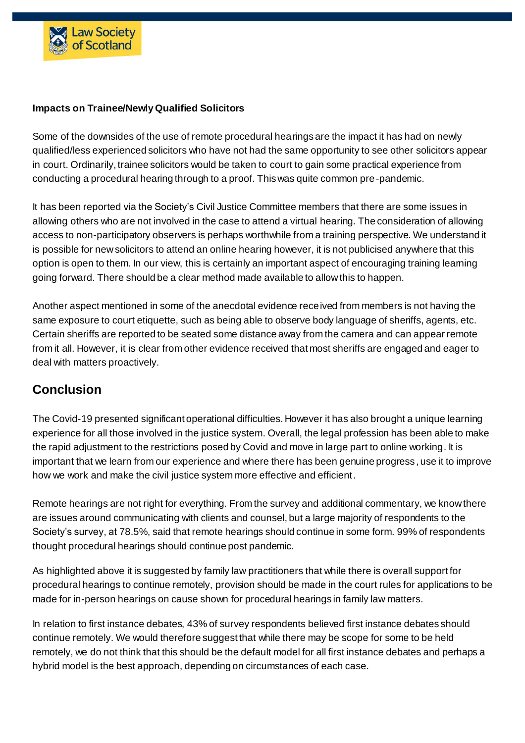**Impacts on Trainee/Newly Qualified Solicitors**

Some of the downsides of the use of remote procedural hearings are the impact it has had on newly qualified/less experienced solicitors who have not had the same opportunity to see other solicitors appear in court. Ordinarily, trainee solicitors would be taken to court to gain some practical experience from conducting a procedural hearing through to a proof. This was quite common pre-pandemic.

It has been reported via the Society's Civil Justice Committee members that there are some issues in allowing others who are not involved in the case to attend a virtual hearing. The consideration of allowing access to non-participatory observers is perhaps worthwhile from a training perspective. We understand it is possible for new solicitors to attend an online hearing however, it is not publicised anywhere that this option is open to them. In our view, this is certainly an important aspect of encouraging training learning going forward. There should be a clear method made available to allow this to happen.

Another aspect mentioned in some of the anecdotal evidence received from members is not having the same exposure to court etiquette, such as being able to observe body language of sheriffs, agents, etc. Certain sheriffs are reported to be seated some distance away from the camera and can appear remote from it all. However, it is clear from other evidence received that most sheriffs are engaged and eager to deal with matters proactively.

## Conclusion

The Covid-19 presented significant operational difficulties. However it has also brought a unique learning experience for all those involved in the justice system. Overall, the legal profession has been able to make the rapid adjustment to the restrictions posed by Covid and move in large part to online working. It is important that we learn from our experience and where there has been genuine progress, use it to improve how we work and make the civil justice system more effective and efficient.

Remote hearings are not right for everything. From the survey and additional commentary, we know there are issues around communicating with clients and counsel, but a large majority of respondents to the Society's survey, at 78.5%, said that remote hearings should continue in some form. 99% of respondents thought procedural hearings should continue post pandemic.

As highlighted above it is suggested by family law practitioners that while there is overall support for procedural hearings to continue remotely, provision should be made in the court rules for applications to be made for in-person hearings on cause shown for procedural hearings in family law matters.

In relation to first instance debates, 43% of survey respondents believed first instance debates should continue remotely. We would therefore suggest that while there may be scope for some to be held remotely, we do not think that this should be the default model for all first instance debates and perhaps a hybrid model is the best approach, depending on circumstances of each case.